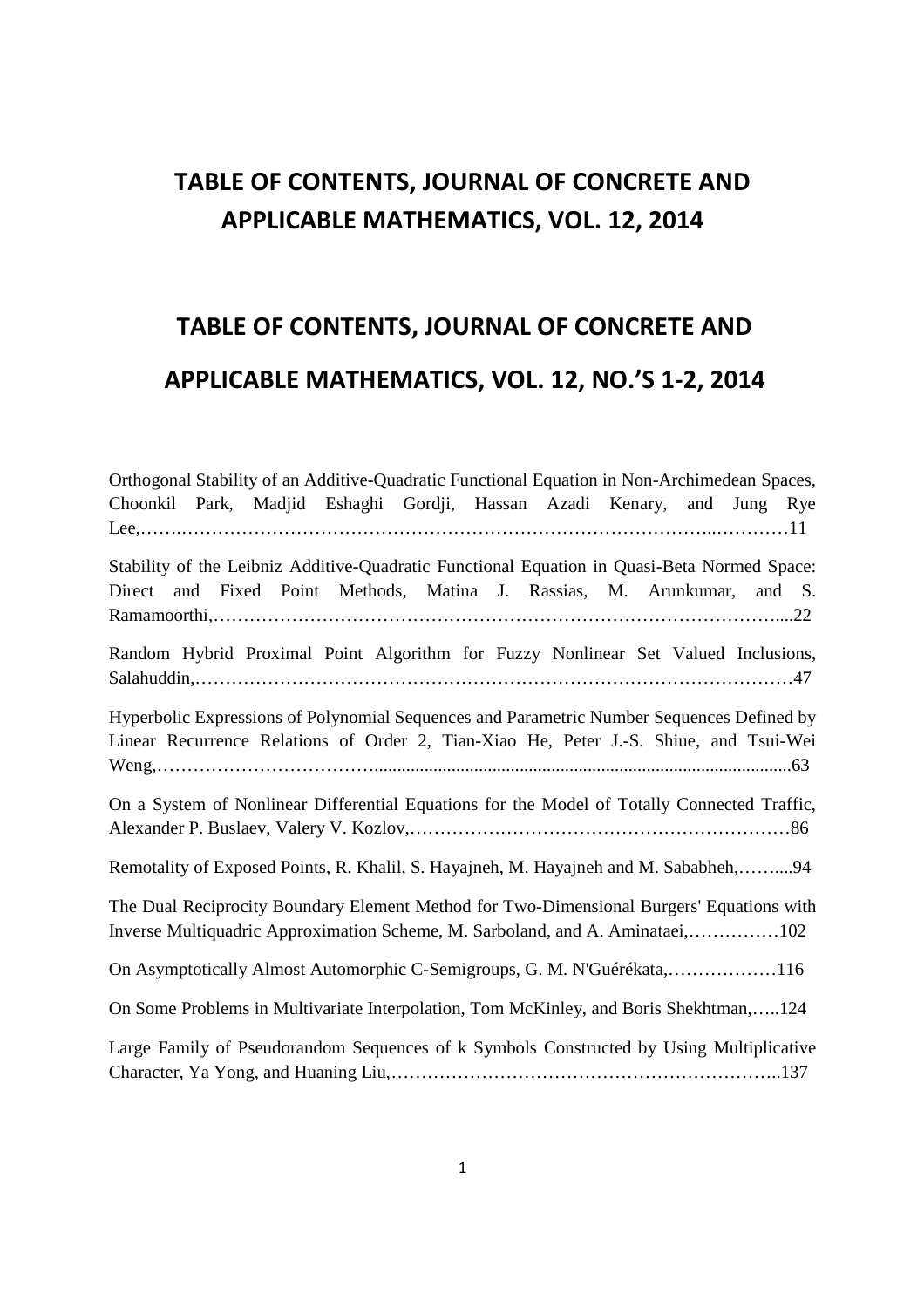# TABLE OF CONTENTS, JOURNAL OF CONCRETE AND APPLICABLE MATHEMATICS, VOL. 12, 2014

## TABLE OF CONTENTS, JOURNAL OF CONCRETE AND APPLICABLE MATHEMATICS, VOL. 12, NO.'S 1-2, 2014

Orthogonal Stability of an Additive-Quadratic Functional Equation in Non-Archimedean Spaces, Choonkil Park, Madjid Eshaghi Gordji, Hassan Azadi Kenary, and Jung Rye Lee,……………………………………………………………………………………..…………11

Stability of the Leibniz Additive-Quadratic Functional Equation in Quasi-Beta Normed Space: Direct and Fixed Point Methods, Matina J. Rassias, M. Arunkumar, and S. Ramamoorthi,…………………………………………………………………………………....22

Random Hybrid Proximal Point Algorithm for Fuzzy Nonlinear Set Valued Inclusions, Salahuddin,………………………………………………………………………………………47

Hyperbolic Expressions of Polynomial Sequences and Parametric Number Sequences Defined by Linear Recurrence Relations of Order 2, Tian-Xiao He, Peter J.-S. Shiue, and Tsui-Wei Weng,……………………………...........................................................................................63

On a System of Nonlinear Differential Equations for the Model of Totally Connected Traffic, Alexander P. Buslaev, Valery V. Kozlov,………………………………………………………86

Remotality of Exposed Points, R. Khalil, S. Hayajneh, M. Hayajneh and M. Sababheh,……....94

The Dual Reciprocity Boundary Element Method for Two-Dimensional Burgers' Equations with Inverse Multiquadric Approximation Scheme, M. Sarboland, and A. Aminataei,……………102

On Asymptotically Almost Automorphic C-Semigroups, G. M. N'Guérékata,………………116

On Some Problems in Multivariate Interpolation, Tom McKinley, and Boris Shekhtman,…..124

Large Family of Pseudorandom Sequences of k Symbols Constructed by Using Multiplicative Character, Ya Yong, and Huaning Liu,………………………………………………………..137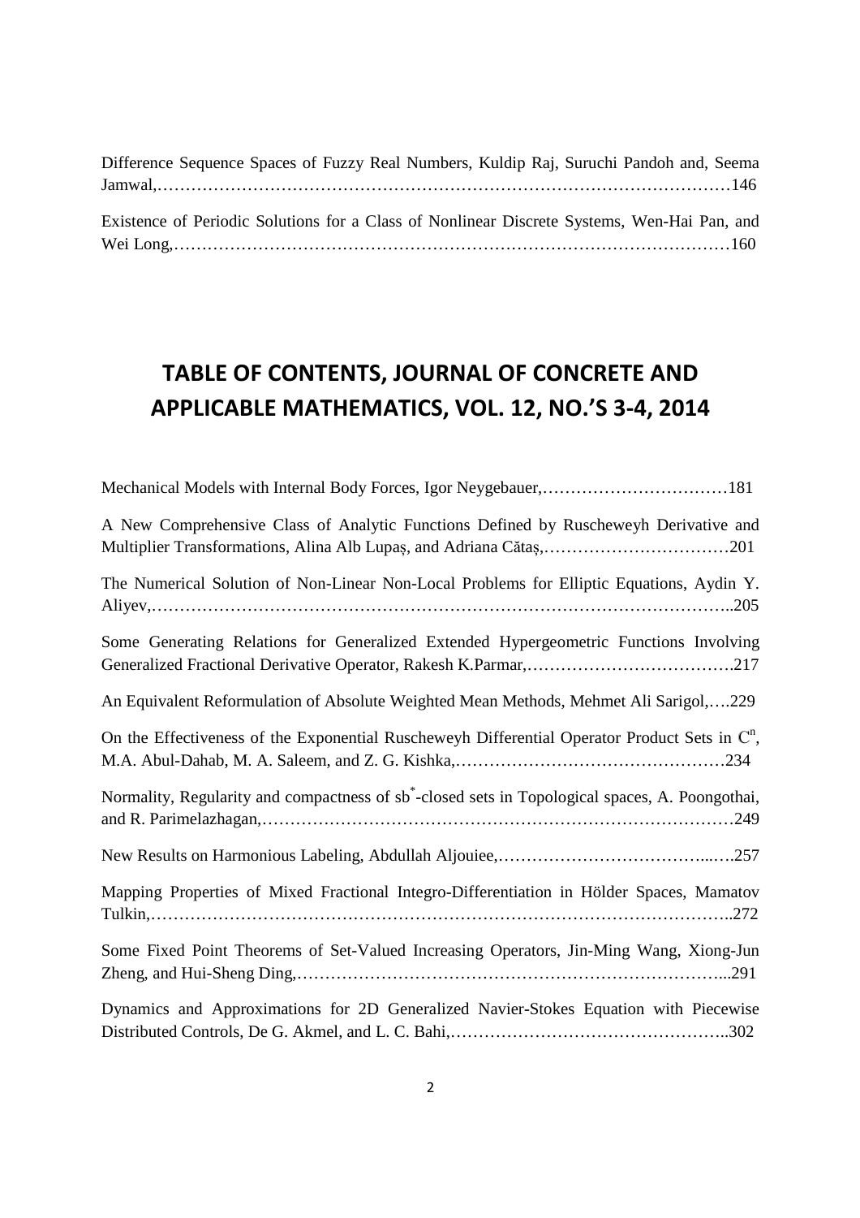Difference Sequence Spaces of Fuzzy Real Numbers, Kuldip Raj, Suruchi Pandoh and, Seema Jamwal,…………………………………………………………………………………………146

Existence of Periodic Solutions for a Class of Nonlinear Discrete Systems, Wen-Hai Pan, and Wei Long,……………………………………………………………………………………160

# TABLE OF CONTENTS, JOURNAL OF CONCRETE AND APPLICABLE MATHEMATICS, VOL. 12, NO.'S 3-4, 2014

Mechanical Models with Internal Body Forces, Igor Neygebauer,……………………………181

A New Comprehensive Class of Analytic Functions Defined by Ruscheweyh Derivative and Multiplier Transformations, Alina Alb Lupaş, and Adriana Cătaş,……………………………201

The Numerical Solution of Non-Linear Non-Local Problems for Elliptic Equations, Aydin Y. Aliyev,………………………………………………………………………………………..205

Some Generating Relations for Generalized Extended Hypergeometric Functions Involving Generalized Fractional Derivative Operator, Rakesh K.Parmar,……………………………….217

An Equivalent Reformulation of Absolute Weighted Mean Methods, Mehmet Ali Sarigol,….229

On the Effectiveness of the Exponential Ruscheweyh Differential Operator Product Sets in $C^n$, M.A. Abul-Dahab, M. A. Saleem, and Z. G. Kishka,…………………………………………234

Normality, Regularity and compactness of sb*-closed sets in Topological spaces, A. Poongothai, and R. Parimelazhagan,………………………………………………………………………249

New Results on Harmonious Labeling, Abdullah Aljouiee,………………………………...….257

Mapping Properties of Mixed Fractional Integro-Differentiation in Hölder Spaces, Mamatov Tulkin,………………………………………………………………………………………..272

Some Fixed Point Theorems of Set-Valued Increasing Operators, Jin-Ming Wang, Xiong-Jun Zheng, and Hui-Sheng Ding,…………………………………………………………………...291

Dynamics and Approximations for 2D Generalized Navier-Stokes Equation with Piecewise Distributed Controls, De G. Akmel, and L. C. Bahi,…………………………………………..302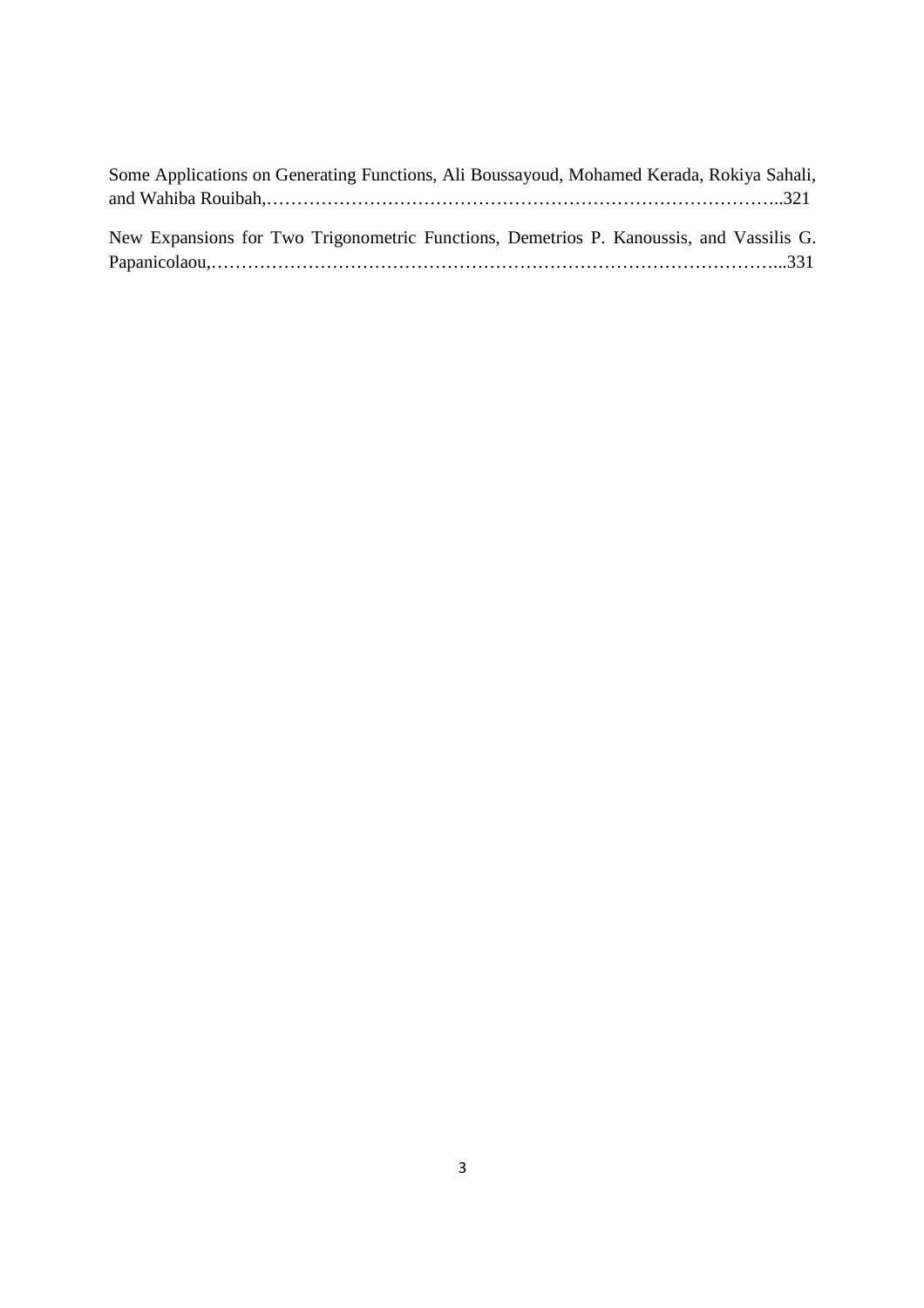Some Applications on Generating Functions, Ali Boussayoud, Mohamed Kerada, Rokiya Sahali, and Wahiba Rouibah,……………………………………………………………………………..321

New Expansions for Two Trigonometric Functions, Demetrios P. Kanoussis, and Vassilis G. Papanicolaou,……………………………………………………………………………………...331